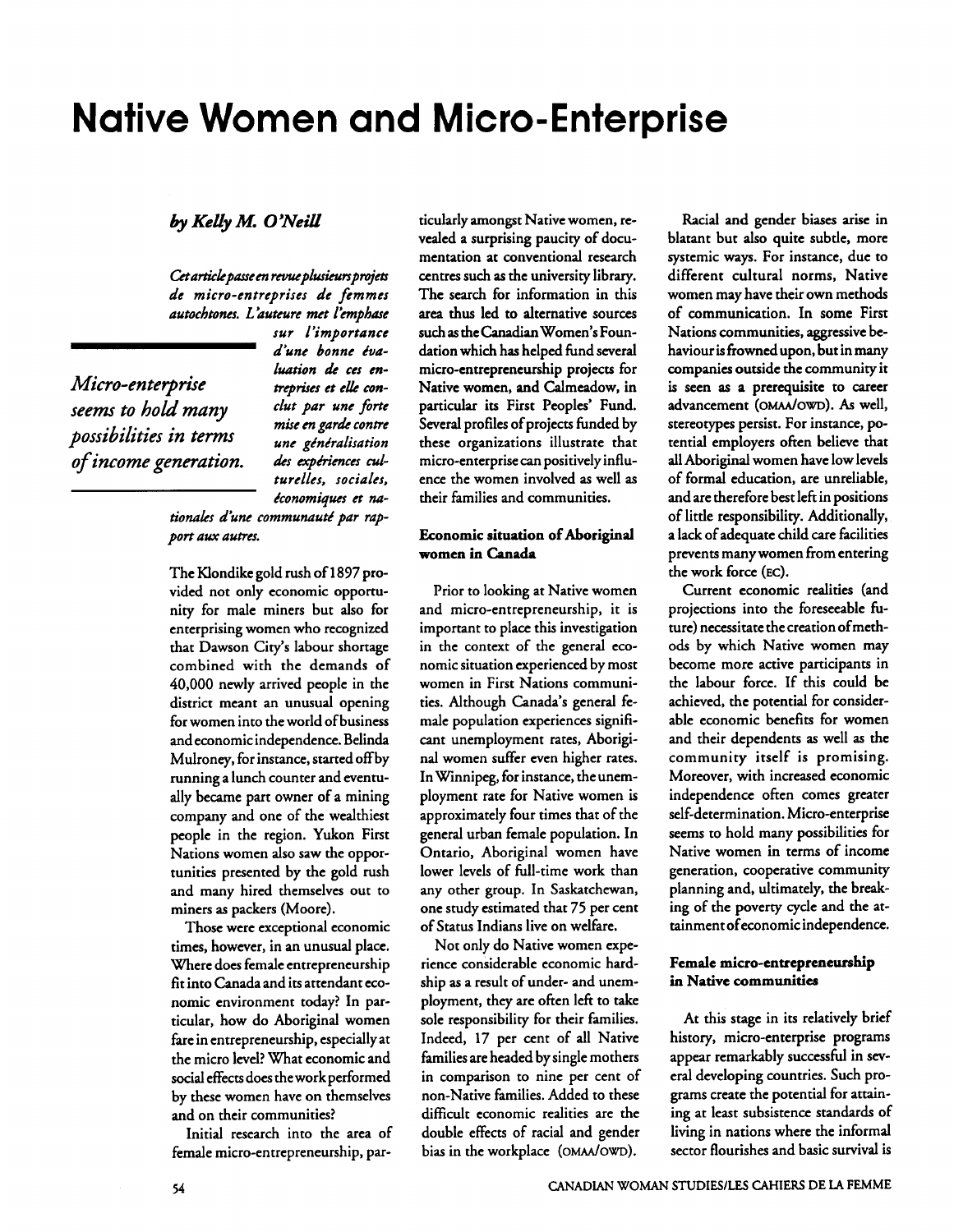# Native Women and Micro-Enterprise

*by Kelly M. O'Neill*

*Cet article passe en revue plusieurs projets de micro-entreprises de femmes autochtones. L'auteure met l'emphase sur l'importance d'une bonne évaluation de ces entreprises et elle conclut par une forte mise en garde contre une généralisation des expériences culturelles, sociales, économiques et nationales d'une communauté par rapport aux autres.*

> *Micro-enterprise seems to hold many possibilities in terms of income generation.*

The Klondike gold rush of 1897 provided not only economic opportunity for male miners but also for enterprising women who recognized that Dawson City's labour shortage combined with the demands of 40,000 newly arrived people in the district meant an unusual opening for women into the world of business and economic independence. Belinda Mulroney, for instance, started off by running a lunch counter and eventually became part owner of a mining company and one of the wealthiest people in the region. Yukon First Nations women also saw the opportunities presented by the gold rush and many hired themselves out to miners as packers (Moore).

Those were exceptional economic times, however, in an unusual place. Where does female entrepreneurship fit into Canada and its attendant economic environment today? In particular, how do Aboriginal women fare in entrepreneurship, especially at the micro level? What economic and social effects does the work performed by these women have on themselves and on their communities?

Initial research into the area of female micro-entrepreneurship, particularly amongst Native women, revealed a surprising paucity of documentation at conventional research centres such as the university library. The search for information in this area thus led to alternative sources such as the Canadian Women's Foundation which has helped fund several micro-entrepreneurship projects for Native women, and Calmeadow, in particular its First Peoples' Fund. Several profiles of projects funded by these organizations illustrate that micro-enterprise can positively influence the women involved as well as their families and communities.

### Economic situation of Aboriginal women in Canada

Prior to looking at Native women and micro-entrepreneurship, it is important to place this investigation in the context of the general economic situation experienced by most women in First Nations communities. Although Canada's general female population experiences significant unemployment rates, Aboriginal women suffer even higher rates. In Winnipeg, for instance, the unemployment rate for Native women is approximately four times that of the general urban female population. In Ontario, Aboriginal women have lower levels of full-time work than any other group. In Saskatchewan, one study estimated that 75 per cent of Status Indians live on welfare.

Not only do Native women experience considerable economic hardship as a result of under- and unemployment, they are often left to take sole responsibility for their families. Indeed, 17 per cent of all Native families are headed by single mothers in comparison to nine per cent of non-Native families. Added to these difficult economic realities are the double effects of racial and gender bias in the workplace (OMAA/OWD).

Racial and gender biases arise in blatant but also quite subtle, more systemic ways. For instance, due to different cultural norms, Native women may have their own methods of communication. In some First Nations communities, aggressive behaviour is frowned upon, but in many companies outside the community it is seen as a prerequisite to career advancement (OMAA/OWD). As well, stereotypes persist. For instance, potential employers often believe that all Aboriginal women have low levels of formal education, are unreliable, and are therefore best left in positions of little responsibility. Additionally, a lack of adequate child care facilities prevents many women from entering the work force (EC).

Current economic realities (and projections into the foreseeable future) necessitate the creation of methods by which Native women may become more active participants in the labour force. If this could be achieved, the potential for considerable economic benefits for women and their dependents as well as the community itself is promising. Moreover, with increased economic independence often comes greater self-determination. Micro-enterprise seems to hold many possibilities for Native women in terms of income generation, cooperative community planning and, ultimately, the breaking of the poverty cycle and the attainment of economic independence.

### Female micro-entrepreneurship in Native communities

At this stage in its relatively brief history, micro-enterprise programs appear remarkably successful in several developing countries. Such programs create the potential for attaining at least subsistence standards of living in nations where the informal sector flourishes and basic survival is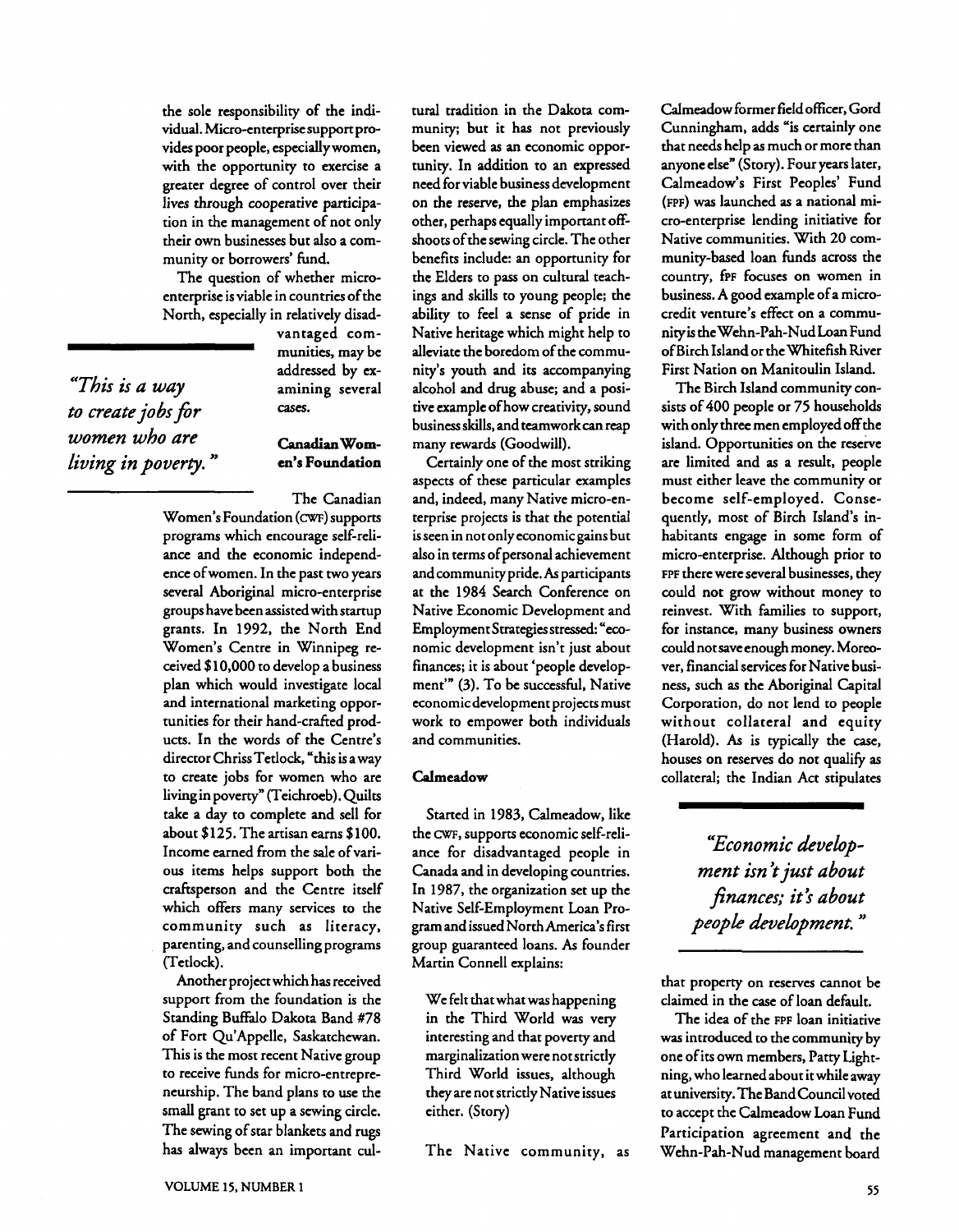the sole responsibility of the individual. Micro-enterprise support provides poor people, especially women, with the opportunity to exercise a greater degree of control over their lives through cooperative participation in the management of not only their own businesses but also a community or borrowers' fund.

The question of whether micro-enterprise is viable in countries of the North, especially in relatively disadvantaged communities, may be addressed by examining several cases.

> *"This is a way to create jobs for women who are living in poverty."*

### Canadian Women's Foundation

The Canadian Women's Foundation (CWF) supports programs which encourage self-reliance and the economic independence of women. In the past two years several Aboriginal micro-enterprise groups have been assisted with startup grants. In 1992, the North End Women's Centre in Winnipeg received $10,000 to develop a business plan which would investigate local and international marketing opportunities for their hand-crafted products. In the words of the Centre's director Chriss Tetlock, "this is a way to create jobs for women who are living in poverty" (Teichroeb). Quilts take a day to complete and sell for about $125. The artisan earns $100. Income earned from the sale of various items helps support both the craftsperson and the Centre itself which offers many services to the community such as literacy, parenting, and counselling programs (Tetlock).

Another project which has received support from the foundation is the Standing Buffalo Dakota Band #78 of Fort Qu'Appelle, Saskatchewan. This is the most recent Native group to receive funds for micro-entrepreneurship. The band plans to use the small grant to set up a sewing circle. The sewing of star blankets and rugs has always been an important cultural tradition in the Dakota community; but it has not previously been viewed as an economic opportunity. In addition to an expressed need for viable business development on the reserve, the plan emphasizes other, perhaps equally important offshoots of the sewing circle. The other benefits include: an opportunity for the Elders to pass on cultural teachings and skills to young people; the ability to feel a sense of pride in Native heritage which might help to alleviate the boredom of the community's youth and its accompanying alcohol and drug abuse; and a positive example of how creativity, sound business skills, and teamwork can reap many rewards (Goodwill).

Certainly one of the most striking aspects of these particular examples and, indeed, many Native micro-enterprise projects is that the potential is seen in not only economic gains but also in terms of personal achievement and community pride. As participants at the 1984 Search Conference on Native Economic Development and Employment Strategies stressed: "economic development isn't just about finances; it is about 'people development'" (3). To be successful, Native economic development projects must work to empower both individuals and communities.

### Calmeadow

Started in 1983, Calmeadow, like the CWF, supports economic self-reliance for disadvantaged people in Canada and in developing countries. In 1987, the organization set up the Native Self-Employment Loan Program and issued North America's first group guaranteed loans. As founder Martin Connell explains:

> We felt that what was happening in the Third World was very interesting and that poverty and marginalization were not strictly Third World issues, although they are not strictly Native issues either. (Story)

The Native community, as Calmeadow former field officer, Gord Cunningham, adds "is certainly one that needs help as much or more than anyone else" (Story). Four years later, Calmeadow's First Peoples' Fund (FPF) was launched as a national micro-enterprise lending initiative for Native communities. With 20 community-based loan funds across the country, FPF focuses on women in business. A good example of a micro-credit venture's effect on a community is the Wehn-Pah-Nud Loan Fund of Birch Island or the Whitefish River First Nation on Manitoulin Island.

The Birch Island community consists of 400 people or 75 households with only three men employed off the island. Opportunities on the reserve are limited and as a result, people must either leave the community or become self-employed. Consequently, most of Birch Island's inhabitants engage in some form of micro-enterprise. Although prior to FPF there were several businesses, they could not grow without money to reinvest. With families to support, for instance, many business owners could not save enough money. Moreover, financial services for Native business, such as the Aboriginal Capital Corporation, do not lend to people without collateral and equity (Harold). As is typically the case, houses on reserves do not qualify as collateral; the Indian Act stipulates that property on reserves cannot be claimed in the case of loan default.

> *"Economic development isn't just about finances; it's about people development."*

The idea of the FPF loan initiative was introduced to the community by one of its own members, Patty Lightning, who learned about it while away at university. The Band Council voted to accept the Calmeadow Loan Fund Participation agreement and the Wehn-Pah-Nud management board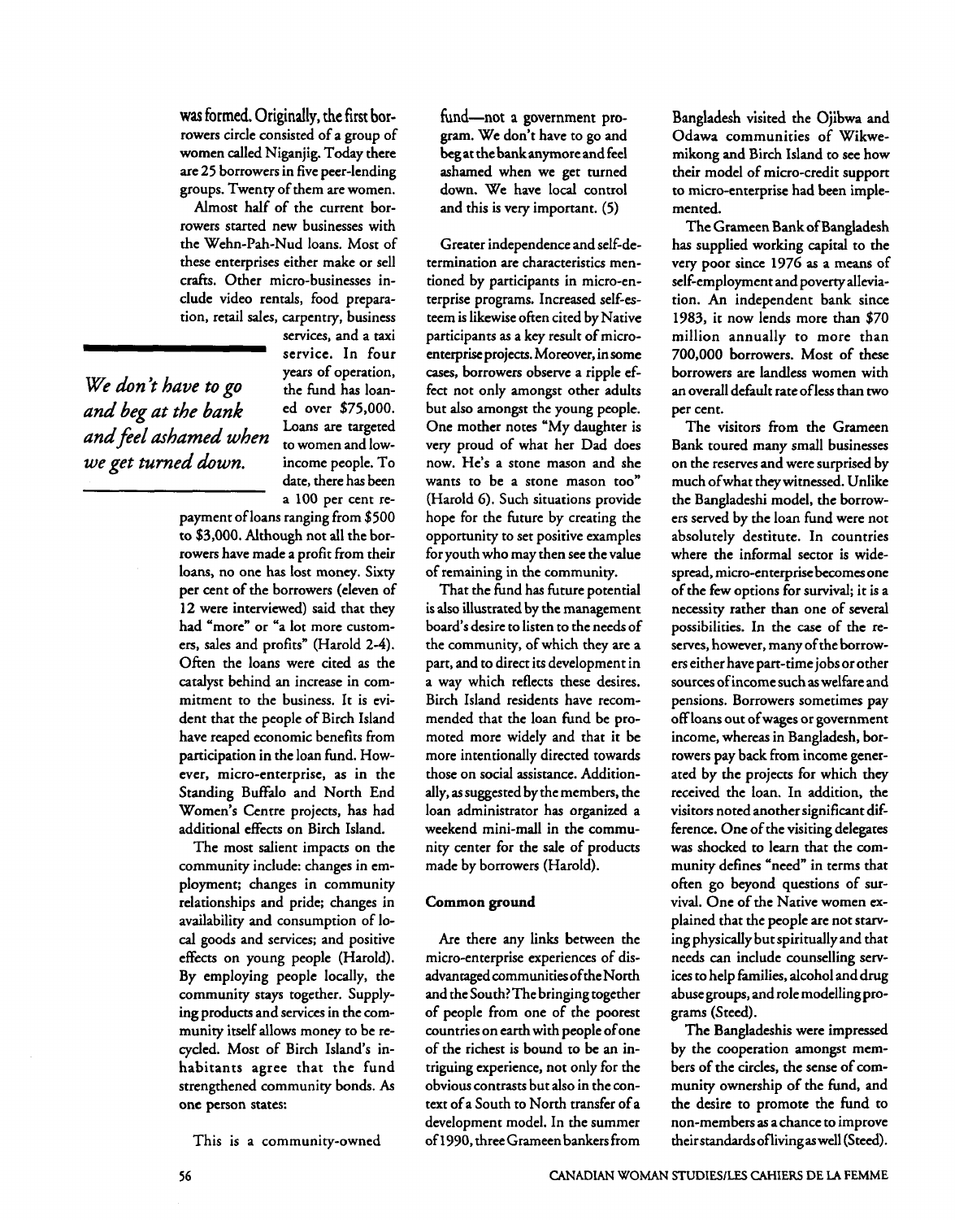was formed. Originally, the first borrowers circle consisted of a group of women called Niganjig. Today there are 25 borrowers in five peer-lending groups. Twenty of them are women.

Almost half of the current borrowers started new businesses with the Wehn-Pah-Nud loans. Most of these enterprises either make or sell crafts. Other micro-businesses include video rentals, food preparation, retail sales, carpentry, business services, and a taxi service. In four years of operation, the fund has loaned over $75,000. Loans are targeted to women and low-income people. To date, there has been a 100 per cent repayment of loans ranging from $500 to $3,000. Although not all the borrowers have made a profit from their loans, no one has lost money. Sixty per cent of the borrowers (eleven of 12 were interviewed) said that they had "more" or "a lot more customers, sales and profits" (Harold 2-4). Often the loans were cited as the catalyst behind an increase in commitment to the business. It is evident that the people of Birch Island have reaped economic benefits from participation in the loan fund. However, micro-enterprise, as in the Standing Buffalo and North End Women's Centre projects, has had additional effects on Birch Island.

*We don't have to go and beg at the bank and feel ashamed when we get turned down.*

The most salient impacts on the community include: changes in employment; changes in community relationships and pride; changes in availability and consumption of local goods and services; and positive effects on young people (Harold). By employing people locally, the community stays together. Supplying products and services in the community itself allows money to be recycled. Most of Birch Island's inhabitants agree that the fund strengthened community bonds. As one person states:

> This is a community-owned fund—not a government program. We don't have to go and beg at the bank anymore and feel ashamed when we get turned down. We have local control and this is very important. (5)

Greater independence and self-determination are characteristics mentioned by participants in micro-enterprise programs. Increased self-esteem is likewise often cited by Native participants as a key result of micro-enterprise projects. Moreover, in some cases, borrowers observe a ripple effect not only amongst other adults but also amongst the young people. One mother notes "My daughter is very proud of what her Dad does now. He's a stone mason and she wants to be a stone mason too" (Harold 6). Such situations provide hope for the future by creating the opportunity to set positive examples for youth who may then see the value of remaining in the community.

That the fund has future potential is also illustrated by the management board's desire to listen to the needs of the community, of which they are a part, and to direct its development in a way which reflects these desires. Birch Island residents have recommended that the loan fund be promoted more widely and that it be more intentionally directed towards those on social assistance. Additionally, as suggested by the members, the loan administrator has organized a weekend mini-mall in the community center for the sale of products made by borrowers (Harold).

**Common ground**

Are there any links between the micro-enterprise experiences of disadvantaged communities of the North and the South? The bringing together of people from one of the poorest countries on earth with people of one of the richest is bound to be an intriguing experience, not only for the obvious contrasts but also in the context of a South to North transfer of a development model. In the summer of 1990, three Grameen bankers from Bangladesh visited the Ojibwa and Odawa communities of Wikwemikong and Birch Island to see how their model of micro-credit support to micro-enterprise had been implemented.

The Grameen Bank of Bangladesh has supplied working capital to the very poor since 1976 as a means of self-employment and poverty alleviation. An independent bank since 1983, it now lends more than $70 million annually to more than 700,000 borrowers. Most of these borrowers are landless women with an overall default rate of less than two per cent.

The visitors from the Grameen Bank toured many small businesses on the reserves and were surprised by much of what they witnessed. Unlike the Bangladeshi model, the borrowers served by the loan fund were not absolutely destitute. In countries where the informal sector is widespread, micro-enterprise becomes one of the few options for survival; it is a necessity rather than one of several possibilities. In the case of the reserves, however, many of the borrowers either have part-time jobs or other sources of income such as welfare and pensions. Borrowers sometimes pay off loans out of wages or government income, whereas in Bangladesh, borrowers pay back from income generated by the projects for which they received the loan. In addition, the visitors noted another significant difference. One of the visiting delegates was shocked to learn that the community defines "need" in terms that often go beyond questions of survival. One of the Native women explained that the people are not starving physically but spiritually and that needs can include counselling services to help families, alcohol and drug abuse groups, and role modelling programs (Steed).

The Bangladeshis were impressed by the cooperation amongst members of the circles, the sense of community ownership of the fund, and the desire to promote the fund to non-members as a chance to improve their standards of living as well (Steed).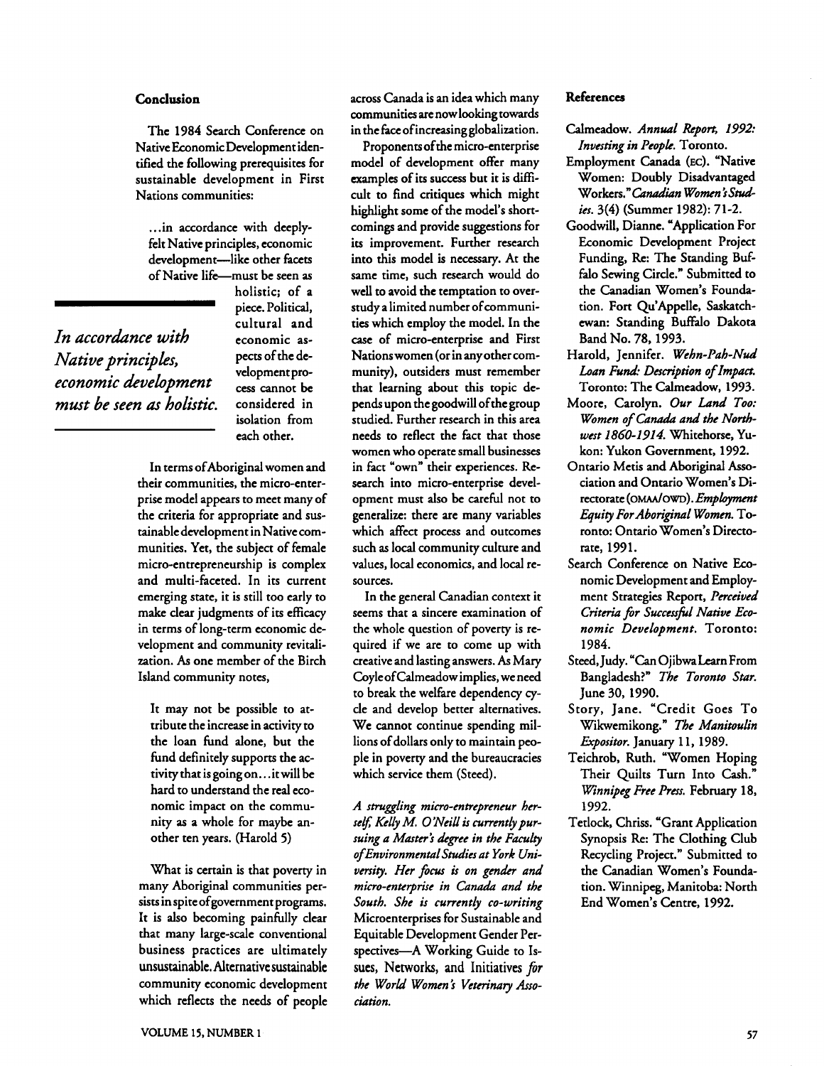## Conclusion

The 1984 Search Conference on Native Economic Development identified the following prerequisites for sustainable development in First Nations communities:

> ...in accordance with deeply-felt Native principles, economic development—like other facets of Native life—must be seen as holistic; of a piece. Political, cultural and economic aspects of the development process cannot be considered in isolation from each other.

*In accordance with Native principles, economic development must be seen as holistic.*

In terms of Aboriginal women and their communities, the micro-enterprise model appears to meet many of the criteria for appropriate and sustainable development in Native communities. Yet, the subject of female micro-entrepreneurship is complex and multi-faceted. In its current emerging state, it is still too early to make clear judgments of its efficacy in terms of long-term economic development and community revitalization. As one member of the Birch Island community notes,

> It may not be possible to attribute the increase in activity to the loan fund alone, but the fund definitely supports the activity that is going on...it will be hard to understand the real economic impact on the community as a whole for maybe another ten years. (Harold 5)

What is certain is that poverty in many Aboriginal communities persists in spite of government programs. It is also becoming painfully clear that many large-scale conventional business practices are ultimately unsustainable. Alternative sustainable community economic development which reflects the needs of people across Canada is an idea which many communities are now looking towards in the face of increasing globalization.

Proponents of the micro-enterprise model of development offer many examples of its success but it is difficult to find critiques which might highlight some of the model's shortcomings and provide suggestions for its improvement. Further research into this model is necessary. At the same time, such research would do well to avoid the temptation to overstudy a limited number of communities which employ the model. In the case of micro-enterprise and First Nations women (or in any other community), outsiders must remember that learning about this topic depends upon the goodwill of the group studied. Further research in this area needs to reflect the fact that those women who operate small businesses in fact "own" their experiences. Research into micro-enterprise development must also be careful not to generalize: there are many variables which affect process and outcomes such as local community culture and values, local economics, and local resources.

In the general Canadian context it seems that a sincere examination of the whole question of poverty is required if we are to come up with creative and lasting answers. As Mary Coyle of Calmeadow implies, we need to break the welfare dependency cycle and develop better alternatives. We cannot continue spending millions of dollars only to maintain people in poverty and the bureaucracies which service them (Steed).

*A struggling micro-entrepreneur herself, Kelly M. O'Neill is currently pursuing a Master's degree in the Faculty of Environmental Studies at York University. Her focus is on gender and micro-enterprise in Canada and the South. She is currently co-writing* Microenterprises for Sustainable and Equitable Development Gender Perspectives—A Working Guide to Issues, Networks, and Initiatives *for the World Women's Veterinary Association.*

## References

Calmeadow. *Annual Report, 1992: Investing in People.* Toronto.

Employment Canada (EC). "Native Women: Doubly Disadvantaged Workers." *Canadian Woman Studies.* 3(4) (Summer 1982): 71-2.

Goodwill, Dianne. "Application For Economic Development Project Funding, Re: The Standing Buffalo Sewing Circle." Submitted to the Canadian Women's Foundation. Fort Qu'Appelle, Saskatchewan: Standing Buffalo Dakota Band No. 78, 1993.

Harold, Jennifer. *Wehn-Pah-Nud Loan Fund: Description of Impact.* Toronto: The Calmeadow, 1993.

Moore, Carolyn. *Our Land Too: Women of Canada and the Northwest 1860-1914.* Whitehorse, Yukon: Yukon Government, 1992.

Ontario Metis and Aboriginal Association and Ontario Women's Directorate (OMAA/OWD). *Employment Equity For Aboriginal Women.* Toronto: Ontario Women's Directorate, 1991.

Search Conference on Native Economic Development and Employment Strategies Report, *Perceived Criteria for Successful Native Economic Development.* Toronto: 1984.

Steed, Judy. "Can Ojibwa Learn From Bangladesh?" *The Toronto Star.* June 30, 1990.

Story, Jane. "Credit Goes To Wikwemikong." *The Manitoulin Expositor.* January 11, 1989.

Teichrob, Ruth. "Women Hoping Their Quilts Turn Into Cash." *Winnipeg Free Press.* February 18, 1992.

Tetlock, Chriss. "Grant Application Synopsis Re: The Clothing Club Recycling Project." Submitted to the Canadian Women's Foundation. Winnipeg, Manitoba: North End Women's Centre, 1992.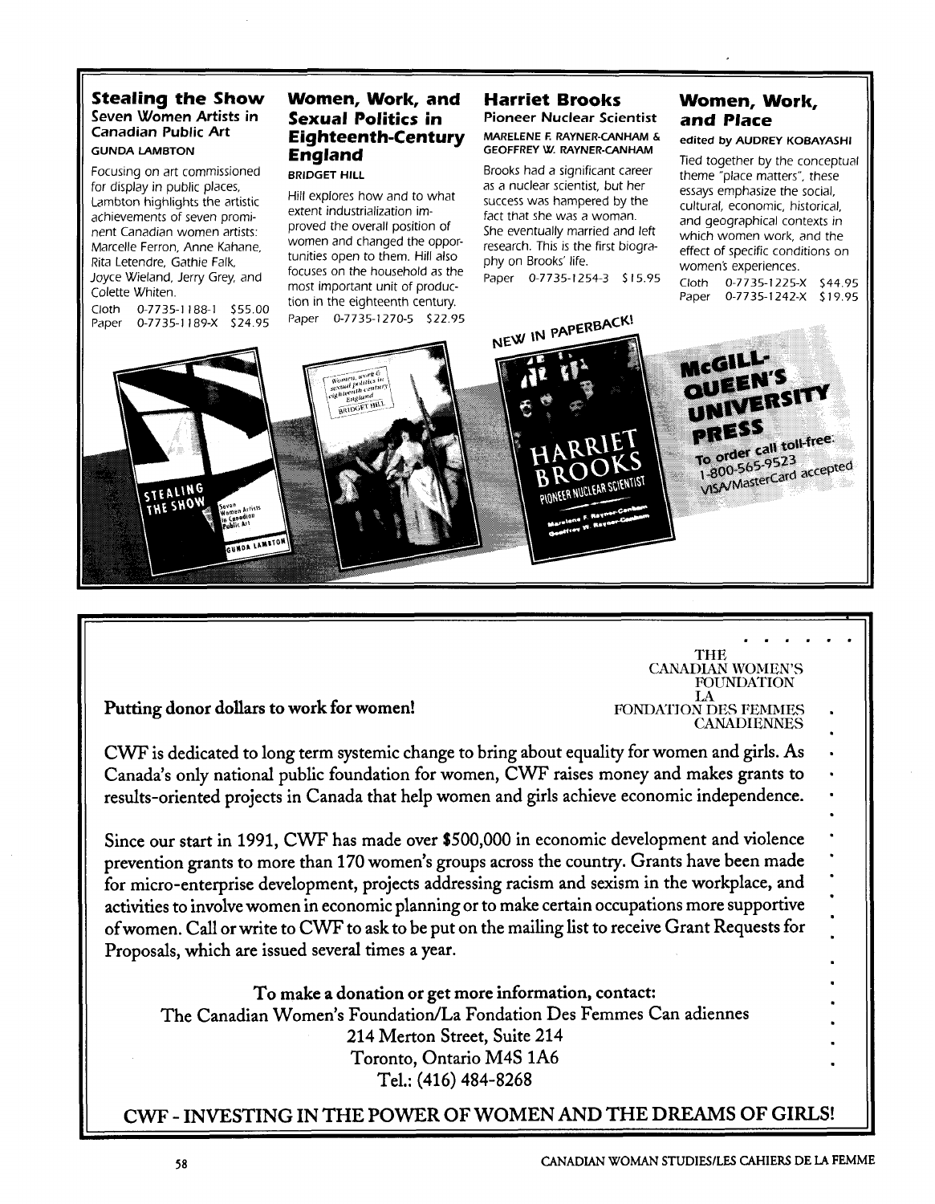## Stealing the Show

### Seven Women Artists in Canadian Public Art

GUNDA LAMBTON

Focusing on art commissioned for display in public places, Lambton highlights the artistic achievements of seven prominent Canadian women artists: Marcelle Ferron, Anne Kahane, Rita Letendre, Gathie Falk, Joyce Wieland, Jerry Grey, and Colette Whiten.

Cloth 0-7735-1188-1 $55.00
Paper 0-7735-1189-X $24.95

## Women, Work, and Sexual Politics in Eighteenth-Century England

BRIDGET HILL

Hill explores how and to what extent industrialization improved the overall position of women and changed the opportunities open to them. Hill also focuses on the household as the most important unit of production in the eighteenth century.

Paper 0-7735-1270-5 $22.95

## Harriet Brooks

### Pioneer Nuclear Scientist

MARELENE F. RAYNER-CANHAM & GEOFFREY W. RAYNER-CANHAM

Brooks had a significant career as a nuclear scientist, but her success was hampered by the fact that she was a woman. She eventually married and left research. This is the first biography on Brooks' life.

Paper 0-7735-1254-3 $15.95

NEW IN PAPERBACK!

## Women, Work, and Place

edited by AUDREY KOBAYASHI

Tied together by the conceptual theme "place matters", these essays emphasize the social, cultural, economic, historical, and geographical contexts in which women work, and the effect of specific conditions on women's experiences.

Cloth 0-7735-1225-X $44.95
Paper 0-7735-1242-X $19.95

**McGILL-QUEEN'S UNIVERSITY PRESS**

To order call toll-free: 1-800-565-9523
VISA/MasterCard accepted

---

THE CANADIAN WOMEN'S FOUNDATION
LA FONDATION DES FEMMES CANADIENNES

**Putting donor dollars to work for women!**

CWF is dedicated to long term systemic change to bring about equality for women and girls. As Canada's only national public foundation for women, CWF raises money and makes grants to results-oriented projects in Canada that help women and girls achieve economic independence.

Since our start in 1991, CWF has made over $500,000 in economic development and violence prevention grants to more than 170 women's groups across the country. Grants have been made for micro-enterprise development, projects addressing racism and sexism in the workplace, and activities to involve women in economic planning or to make certain occupations more supportive of women. Call or write to CWF to ask to be put on the mailing list to receive Grant Requests for Proposals, which are issued several times a year.

To make a donation or get more information, contact:
The Canadian Women's Foundation/La Fondation Des Femmes Can adiennes
214 Merton Street, Suite 214
Toronto, Ontario M4S 1A6
Tel.: (416) 484-8268

**CWF - INVESTING IN THE POWER OF WOMEN AND THE DREAMS OF GIRLS!**